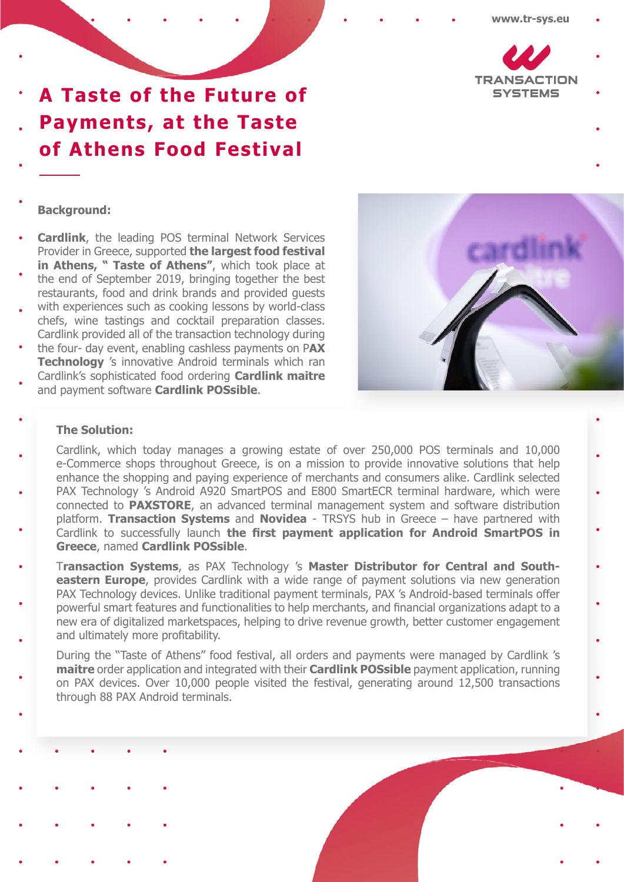# A Taste of the Future of Payments, at the Taste of Athens Food Festival

**Background:**

**Cardlink**, the leading POS terminal Network Services Provider in Greece, supported **the largest food festival in Athens, " Taste of Athens"**, which took place at the end of September 2019, bringing together the best restaurants, food and drink brands and provided guests with experiences such as cooking lessons by world-class chefs, wine tastings and cocktail preparation classes. Cardlink provided all of the transaction technology during the four- day event, enabling cashless payments on P**AX Technology** 's innovative Android terminals which ran Cardlink's sophisticated food ordering **Cardlink maitre** and payment software **Cardlink POSsible**.

**The Solution:**

Cardlink, which today manages a growing estate of over 250,000 POS terminals and 10,000 e-Commerce shops throughout Greece, is on a mission to provide innovative solutions that help enhance the shopping and paying experience of merchants and consumers alike. Cardlink selected PAX Technology 's Android A920 SmartPOS and E800 SmartECR terminal hardware, which were connected to **PAXSTORE**, an advanced terminal management system and software distribution platform. **Transaction Systems** and **Novidea** - TRSYS hub in Greece – have partnered with Cardlink to successfully launch **the first payment application for Android SmartPOS in Greece**, named **Cardlink POSsible**.

T**ransaction Systems**, as PAX Technology 's **Master Distributor for Central and South-eastern Europe**, provides Cardlink with a wide range of payment solutions via new generation PAX Technology devices. Unlike traditional payment terminals, PAX 's Android-based terminals offer powerful smart features and functionalities to help merchants, and financial organizations adapt to a new era of digitalized marketspaces, helping to drive revenue growth, better customer engagement and ultimately more profitability.

During the "Taste of Athens" food festival, all orders and payments were managed by Cardlink 's **maitre** order application and integrated with their **Cardlink POSsible** payment application, running on PAX devices. Over 10,000 people visited the festival, generating around 12,500 transactions through 88 PAX Android terminals.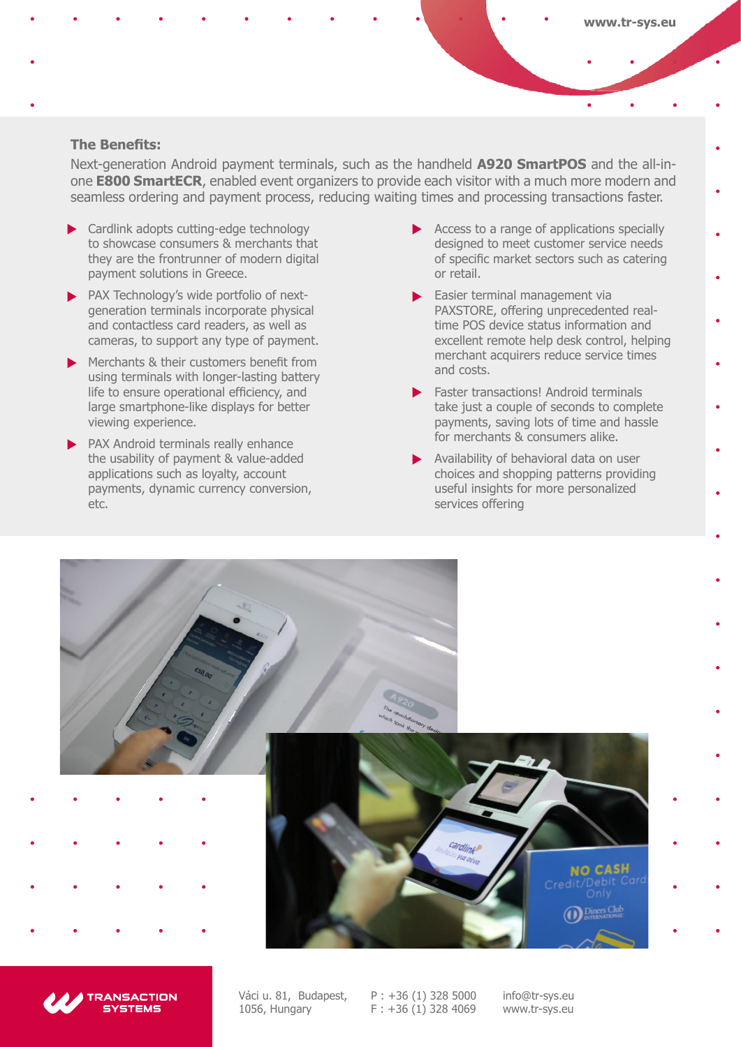### The Benefits:

Next-generation Android payment terminals, such as the handheld **A920 SmartPOS** and the all-in-one **E800 SmartECR**, enabled event organizers to provide each visitor with a much more modern and seamless ordering and payment process, reducing waiting times and processing transactions faster.

- Cardlink adopts cutting-edge technology to showcase consumers & merchants that they are the frontrunner of modern digital payment solutions in Greece.
- PAX Technology's wide portfolio of next-generation terminals incorporate physical and contactless card readers, as well as cameras, to support any type of payment.
- Merchants & their customers benefit from using terminals with longer-lasting battery life to ensure operational efficiency, and large smartphone-like displays for better viewing experience.
- PAX Android terminals really enhance the usability of payment & value-added applications such as loyalty, account payments, dynamic currency conversion, etc.
- Access to a range of applications specially designed to meet customer service needs of specific market sectors such as catering or retail.
- Easier terminal management via PAXSTORE, offering unprecedented real-time POS device status information and excellent remote help desk control, helping merchant acquirers reduce service times and costs.
- Faster transactions! Android terminals take just a couple of seconds to complete payments, saving lots of time and hassle for merchants & consumers alike.
- Availability of behavioral data on user choices and shopping patterns providing useful insights for more personalized services offering

TRANSACTION SYSTEMS

Váci u. 81, Budapest,
1056, Hungary

P : +36 (1) 328 5000
F : +36 (1) 328 4069

info@tr-sys.eu
www.tr-sys.eu